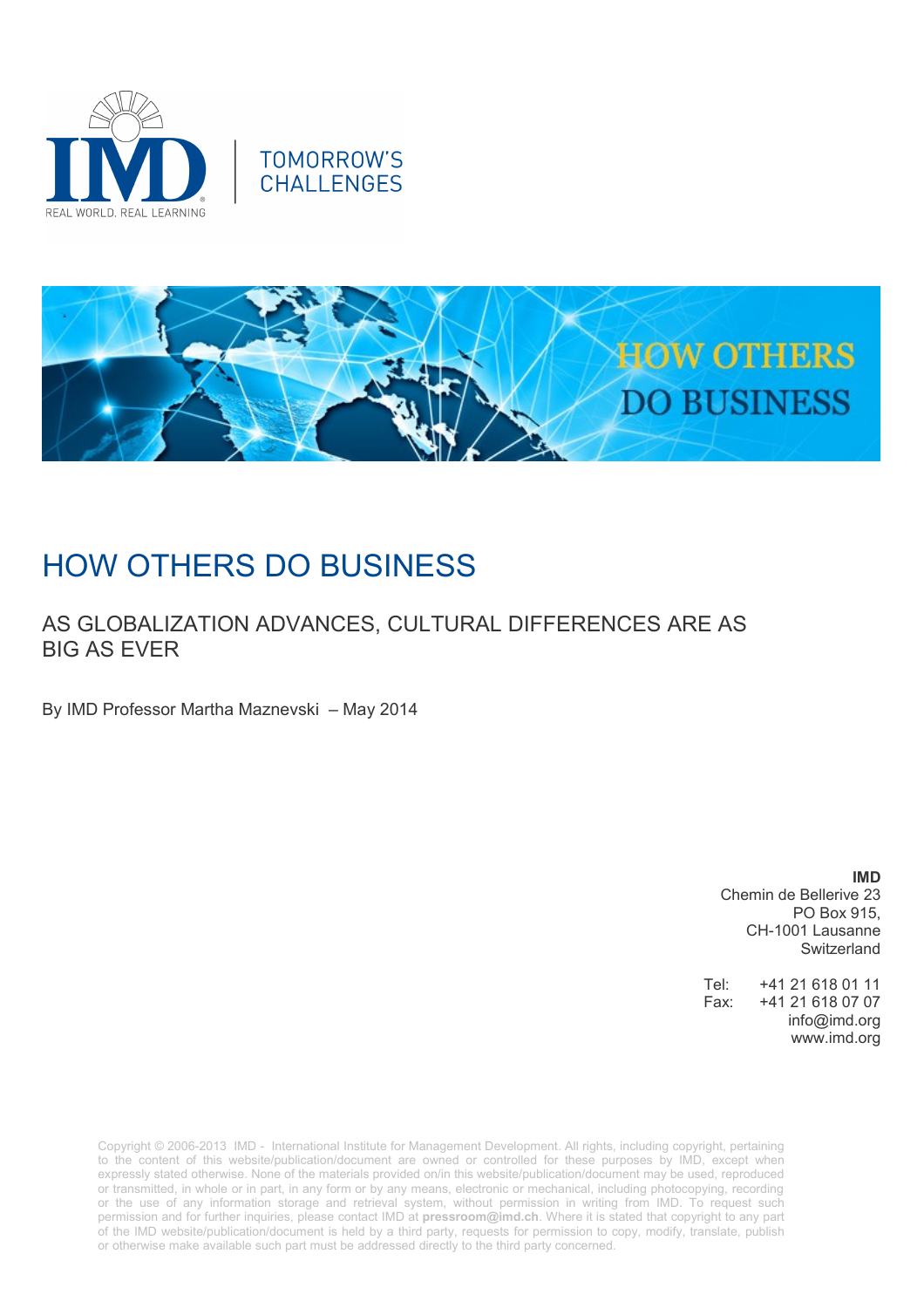IMD

REAL WORLD. REAL LEARNING

TOMORROW'S CHALLENGES

HOW OTHERS DO BUSINESS

# HOW OTHERS DO BUSINESS

## AS GLOBALIZATION ADVANCES, CULTURAL DIFFERENCES ARE AS BIG AS EVER

By IMD Professor Martha Maznevski – May 2014

**IMD**
Chemin de Bellerive 23
PO Box 915,
CH-1001 Lausanne
Switzerland

Tel: +41 21 618 01 11
Fax: +41 21 618 07 07
info@imd.org
www.imd.org

Copyright © 2006-2013 IMD - International Institute for Management Development. All rights, including copyright, pertaining to the content of this website/publication/document are owned or controlled for these purposes by IMD, except when expressly stated otherwise. None of the materials provided on/in this website/publication/document may be used, reproduced or transmitted, in whole or in part, in any form or by any means, electronic or mechanical, including photocopying, recording or the use of any information storage and retrieval system, without permission in writing from IMD. To request such permission and for further inquiries, please contact IMD at **pressroom@imd.ch**. Where it is stated that copyright to any part of the IMD website/publication/document is held by a third party, requests for permission to copy, modify, translate, publish or otherwise make available such part must be addressed directly to the third party concerned.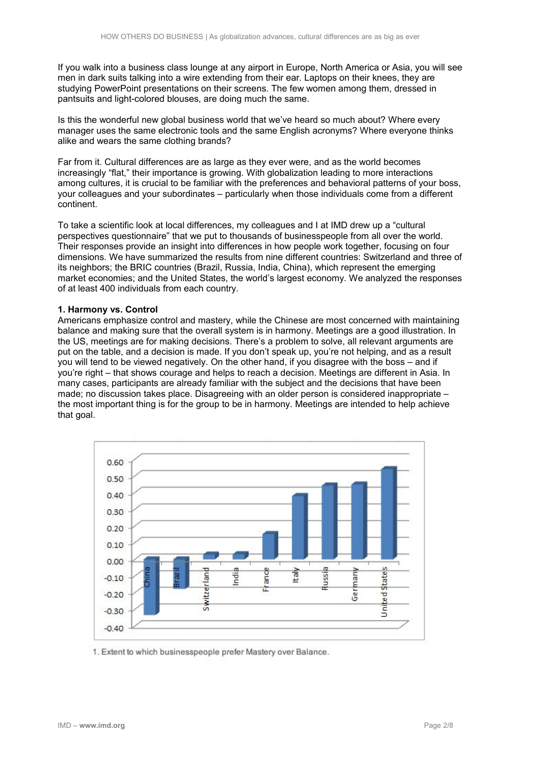If you walk into a business class lounge at any airport in Europe, North America or Asia, you will see men in dark suits talking into a wire extending from their ear. Laptops on their knees, they are studying PowerPoint presentations on their screens. The few women among them, dressed in pantsuits and light-colored blouses, are doing much the same.

Is this the wonderful new global business world that we've heard so much about? Where every manager uses the same electronic tools and the same English acronyms? Where everyone thinks alike and wears the same clothing brands?

Far from it. Cultural differences are as large as they ever were, and as the world becomes increasingly "flat," their importance is growing. With globalization leading to more interactions among cultures, it is crucial to be familiar with the preferences and behavioral patterns of your boss, your colleagues and your subordinates – particularly when those individuals come from a different continent.

To take a scientific look at local differences, my colleagues and I at IMD drew up a "cultural perspectives questionnaire" that we put to thousands of businesspeople from all over the world. Their responses provide an insight into differences in how people work together, focusing on four dimensions. We have summarized the results from nine different countries: Switzerland and three of its neighbors; the BRIC countries (Brazil, Russia, India, China), which represent the emerging market economies; and the United States, the world's largest economy. We analyzed the responses of at least 400 individuals from each country.

**1. Harmony vs. Control**

Americans emphasize control and mastery, while the Chinese are most concerned with maintaining balance and making sure that the overall system is in harmony. Meetings are a good illustration. In the US, meetings are for making decisions. There's a problem to solve, all relevant arguments are put on the table, and a decision is made. If you don't speak up, you're not helping, and as a result you will tend to be viewed negatively. On the other hand, if you disagree with the boss – and if you're right – that shows courage and helps to reach a decision. Meetings are different in Asia. In many cases, participants are already familiar with the subject and the decisions that have been made; no discussion takes place. Disagreeing with an older person is considered inappropriate – the most important thing is for the group to be in harmony. Meetings are intended to help achieve that goal.

1. Extent to which businesspeople prefer Mastery over Balance.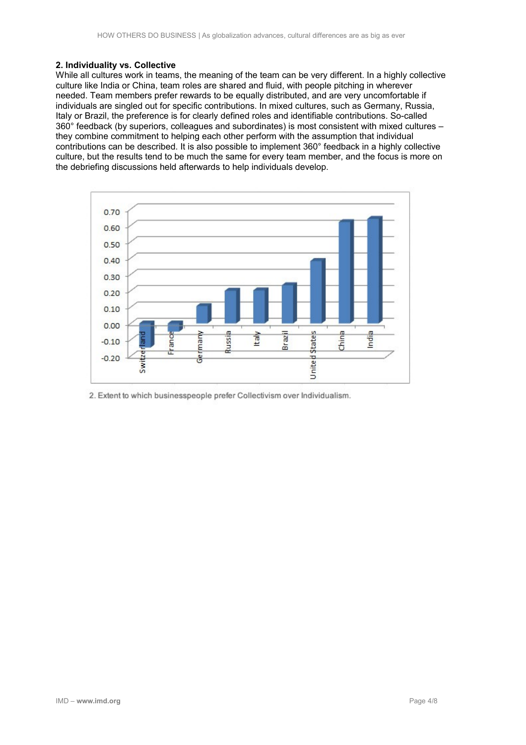**2. Individuality vs. Collective**

While all cultures work in teams, the meaning of the team can be very different. In a highly collective culture like India or China, team roles are shared and fluid, with people pitching in wherever needed. Team members prefer rewards to be equally distributed, and are very uncomfortable if individuals are singled out for specific contributions. In mixed cultures, such as Germany, Russia, Italy or Brazil, the preference is for clearly defined roles and identifiable contributions. So-called 360° feedback (by superiors, colleagues and subordinates) is most consistent with mixed cultures – they combine commitment to helping each other perform with the assumption that individual contributions can be described. It is also possible to implement 360° feedback in a highly collective culture, but the results tend to be much the same for every team member, and the focus is more on the debriefing discussions held afterwards to help individuals develop.

2. Extent to which businesspeople prefer Collectivism over Individualism.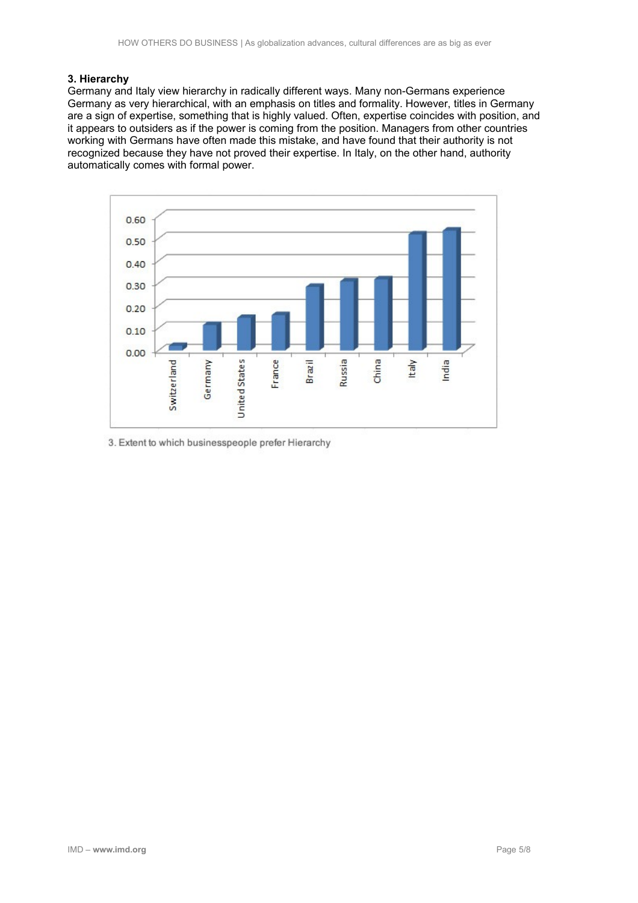### 3. Hierarchy

Germany and Italy view hierarchy in radically different ways. Many non-Germans experience Germany as very hierarchical, with an emphasis on titles and formality. However, titles in Germany are a sign of expertise, something that is highly valued. Often, expertise coincides with position, and it appears to outsiders as if the power is coming from the position. Managers from other countries working with Germans have often made this mistake, and have found that their authority is not recognized because they have not proved their expertise. In Italy, on the other hand, authority automatically comes with formal power.

3. Extent to which businesspeople prefer Hierarchy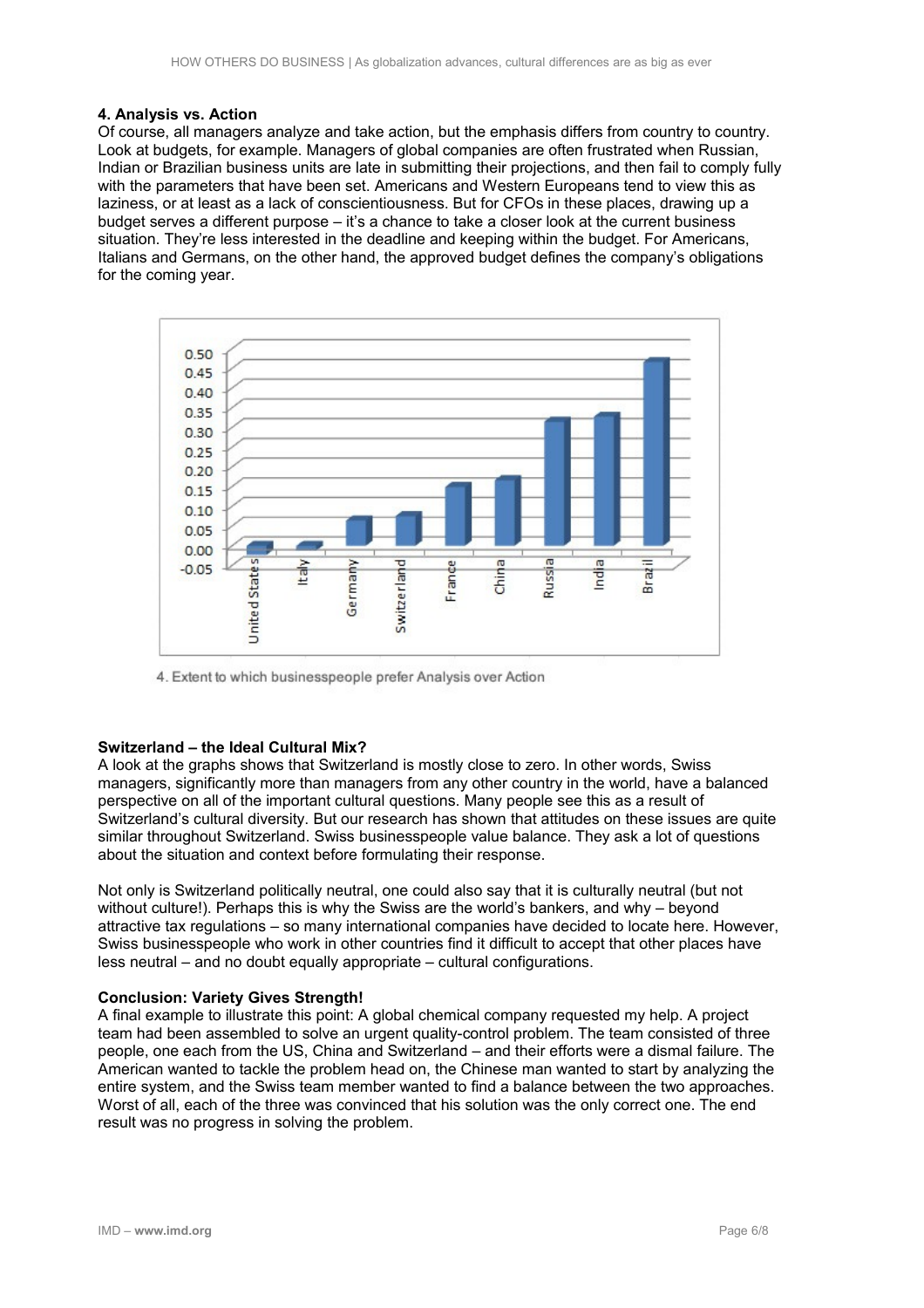#### 4. Analysis vs. Action

Of course, all managers analyze and take action, but the emphasis differs from country to country. Look at budgets, for example. Managers of global companies are often frustrated when Russian, Indian or Brazilian business units are late in submitting their projections, and then fail to comply fully with the parameters that have been set. Americans and Western Europeans tend to view this as laziness, or at least as a lack of conscientiousness. But for CFOs in these places, drawing up a budget serves a different purpose – it's a chance to take a closer look at the current business situation. They're less interested in the deadline and keeping within the budget. For Americans, Italians and Germans, on the other hand, the approved budget defines the company's obligations for the coming year.

4. Extent to which businesspeople prefer Analysis over Action

#### Switzerland – the Ideal Cultural Mix?

A look at the graphs shows that Switzerland is mostly close to zero. In other words, Swiss managers, significantly more than managers from any other country in the world, have a balanced perspective on all of the important cultural questions. Many people see this as a result of Switzerland's cultural diversity. But our research has shown that attitudes on these issues are quite similar throughout Switzerland. Swiss businesspeople value balance. They ask a lot of questions about the situation and context before formulating their response.

Not only is Switzerland politically neutral, one could also say that it is culturally neutral (but not without culture!). Perhaps this is why the Swiss are the world's bankers, and why – beyond attractive tax regulations – so many international companies have decided to locate here. However, Swiss businesspeople who work in other countries find it difficult to accept that other places have less neutral – and no doubt equally appropriate – cultural configurations.

#### Conclusion: Variety Gives Strength!

A final example to illustrate this point: A global chemical company requested my help. A project team had been assembled to solve an urgent quality-control problem. The team consisted of three people, one each from the US, China and Switzerland – and their efforts were a dismal failure. The American wanted to tackle the problem head on, the Chinese man wanted to start by analyzing the entire system, and the Swiss team member wanted to find a balance between the two approaches. Worst of all, each of the three was convinced that his solution was the only correct one. The end result was no progress in solving the problem.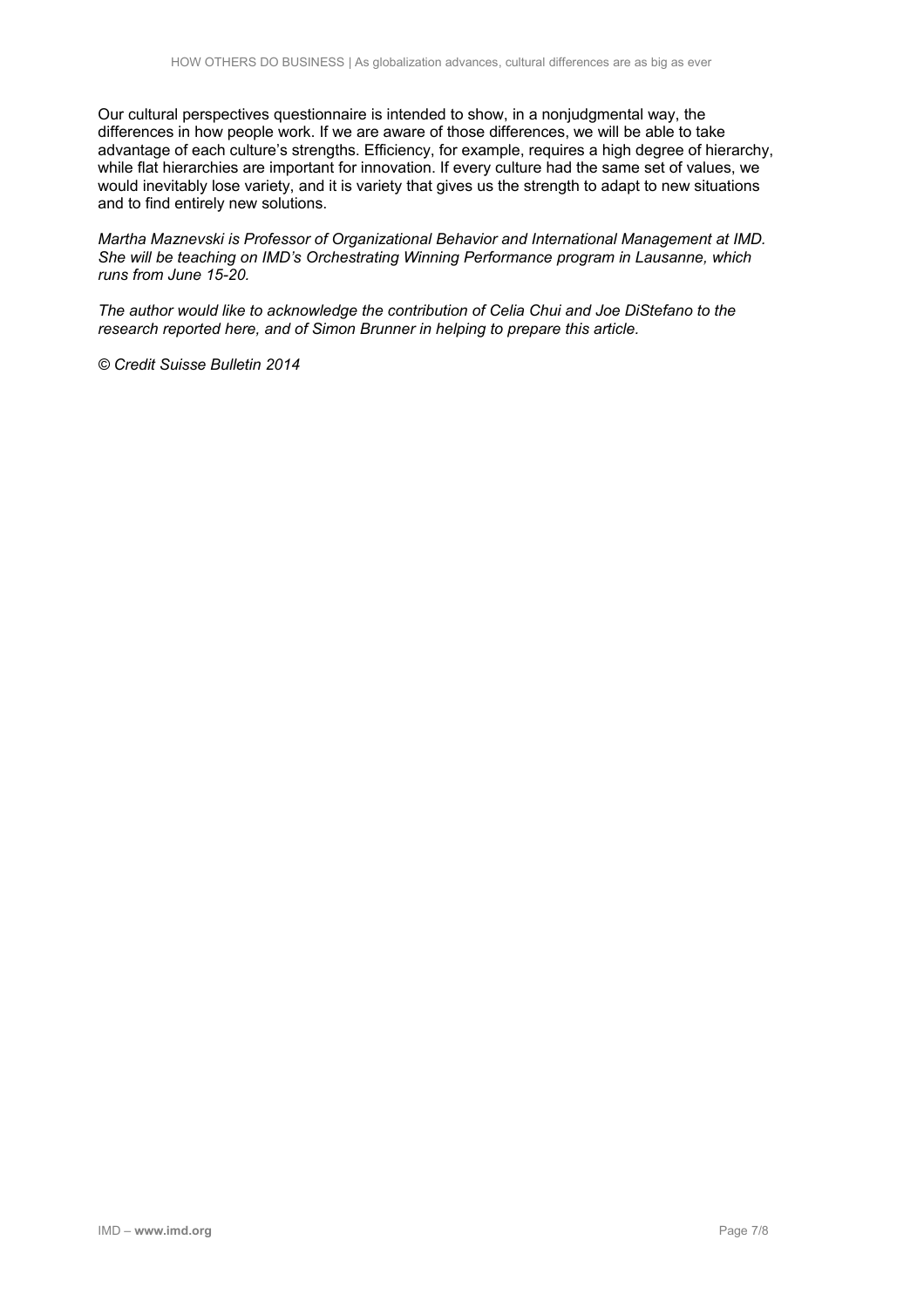Our cultural perspectives questionnaire is intended to show, in a nonjudgmental way, the differences in how people work. If we are aware of those differences, we will be able to take advantage of each culture's strengths. Efficiency, for example, requires a high degree of hierarchy, while flat hierarchies are important for innovation. If every culture had the same set of values, we would inevitably lose variety, and it is variety that gives us the strength to adapt to new situations and to find entirely new solutions.

*Martha Maznevski is Professor of Organizational Behavior and International Management at IMD. She will be teaching on IMD's Orchestrating Winning Performance program in Lausanne, which runs from June 15-20.*

*The author would like to acknowledge the contribution of Celia Chui and Joe DiStefano to the research reported here, and of Simon Brunner in helping to prepare this article.*

*© Credit Suisse Bulletin 2014*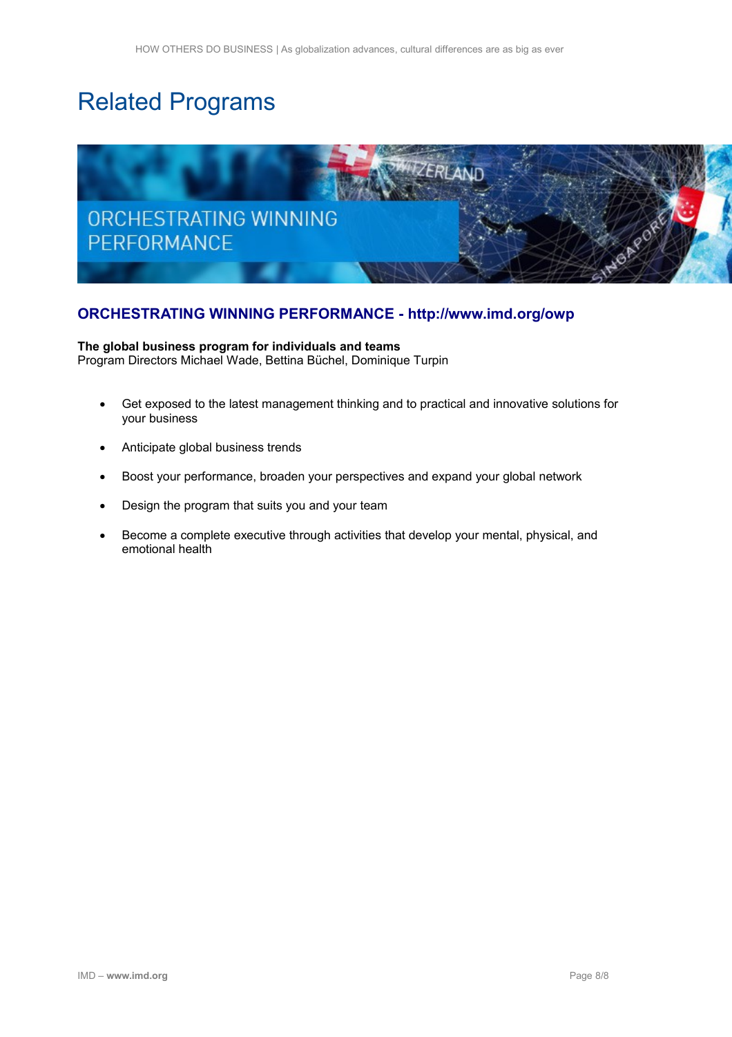# Related Programs

## ORCHESTRATING WINNING PERFORMANCE - http://www.imd.org/owp

**The global business program for individuals and teams**
Program Directors Michael Wade, Bettina Büchel, Dominique Turpin

- Get exposed to the latest management thinking and to practical and innovative solutions for your business
- Anticipate global business trends
- Boost your performance, broaden your perspectives and expand your global network
- Design the program that suits you and your team
- Become a complete executive through activities that develop your mental, physical, and emotional health